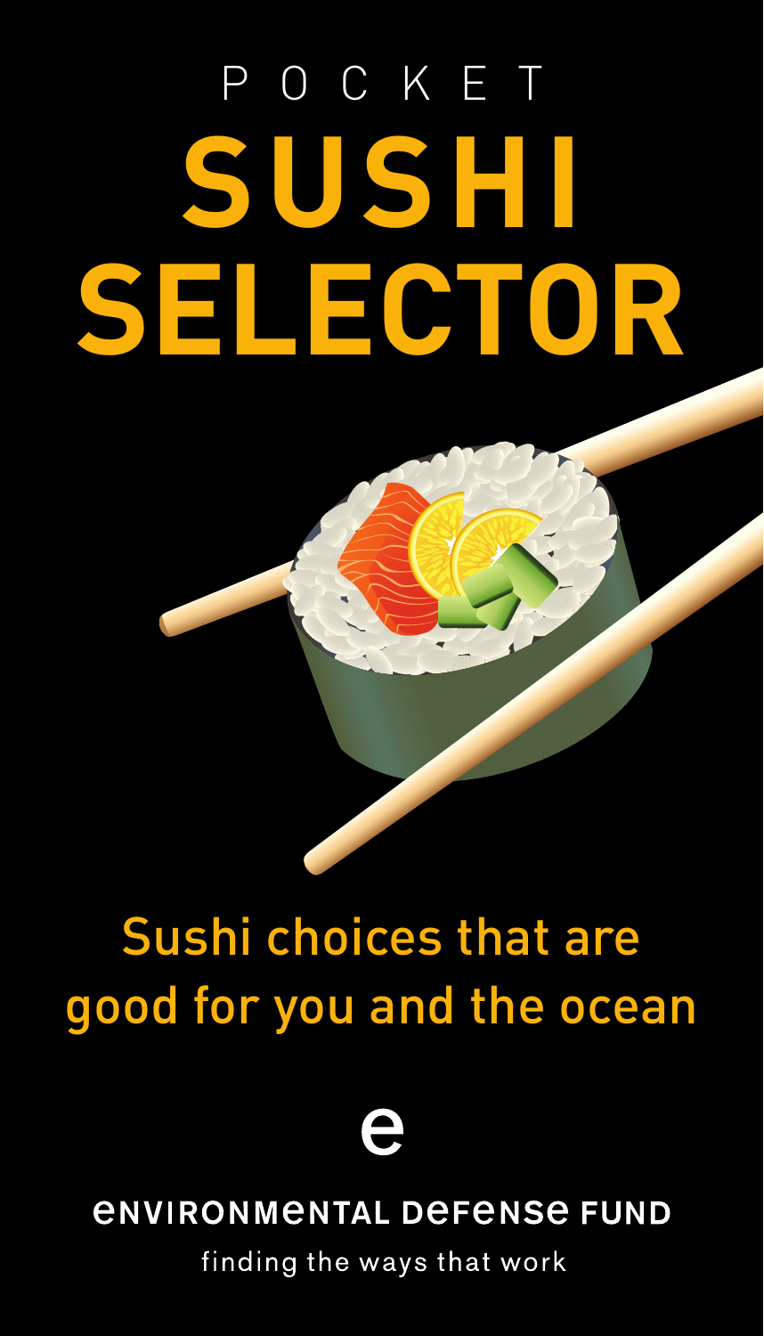# POCKET SUSHI SELECTOR

## Sushi choices that are good for you and the ocean

ENVIRONMENTAL DEFENSE FUND

finding the ways that work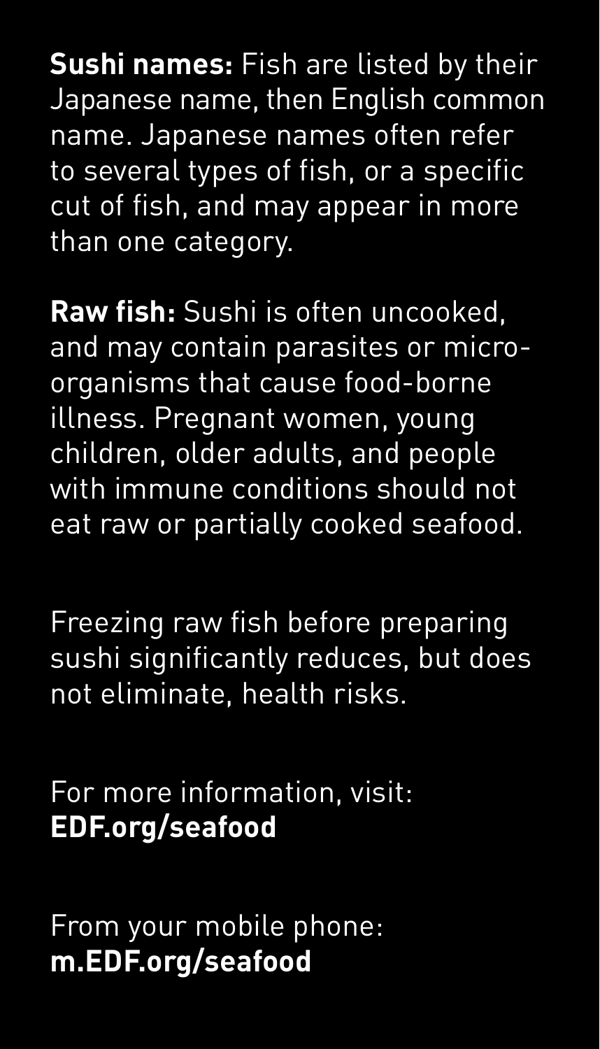**Sushi names:** Fish are listed by their Japanese name, then English common name. Japanese names often refer to several types of fish, or a specific cut of fish, and may appear in more than one category.

**Raw fish:** Sushi is often uncooked, and may contain parasites or micro-organisms that cause food-borne illness. Pregnant women, young children, older adults, and people with immune conditions should not eat raw or partially cooked seafood.

Freezing raw fish before preparing sushi significantly reduces, but does not eliminate, health risks.

For more information, visit: **EDF.org/seafood**

From your mobile phone: **m.EDF.org/seafood**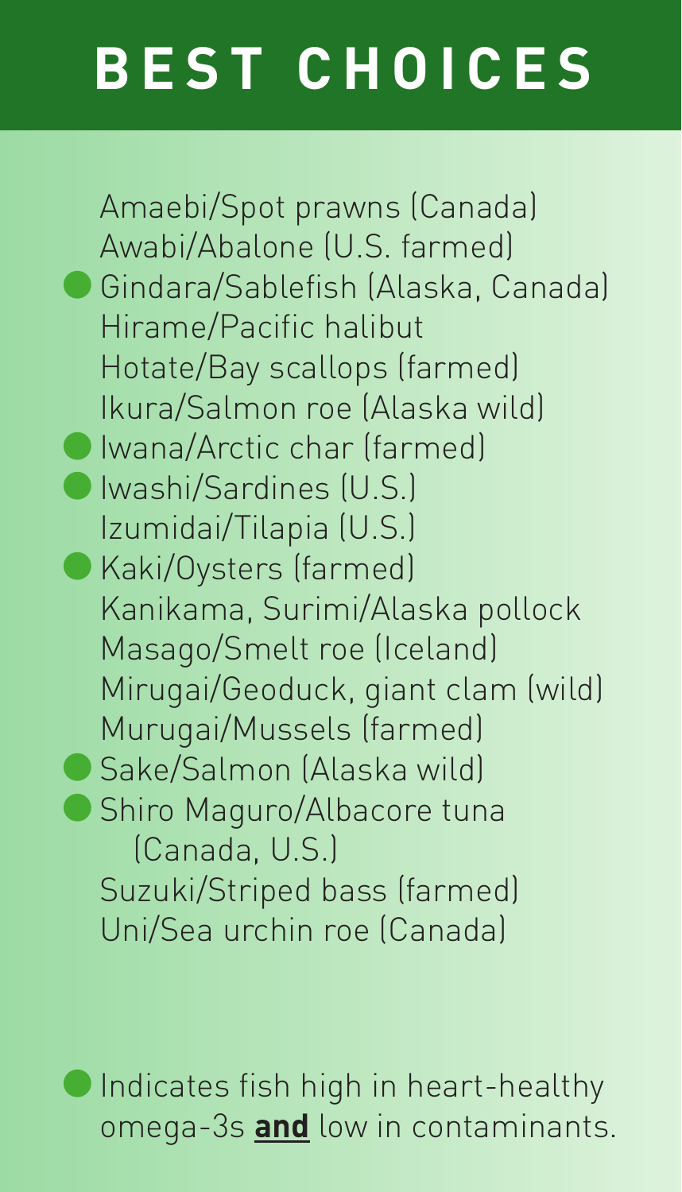# BEST CHOICES

- Amaebi/Spot prawns (Canada)
- Awabi/Abalone (U.S. farmed)
- ● Gindara/Sablefish (Alaska, Canada)
- Hirame/Pacific halibut
- Hotate/Bay scallops (farmed)
- Ikura/Salmon roe (Alaska wild)
- ● Iwana/Arctic char (farmed)
- ● Iwashi/Sardines (U.S.)
- Izumidai/Tilapia (U.S.)
- ● Kaki/Oysters (farmed)
- Kanikama, Surimi/Alaska pollock
- Masago/Smelt roe (Iceland)
- Mirugai/Geoduck, giant clam (wild)
- Murugai/Mussels (farmed)
- ● Sake/Salmon (Alaska wild)
- ● Shiro Maguro/Albacore tuna (Canada, U.S.)
- Suzuki/Striped bass (farmed)
- Uni/Sea urchin roe (Canada)

● Indicates fish high in heart-healthy omega-3s **and** low in contaminants.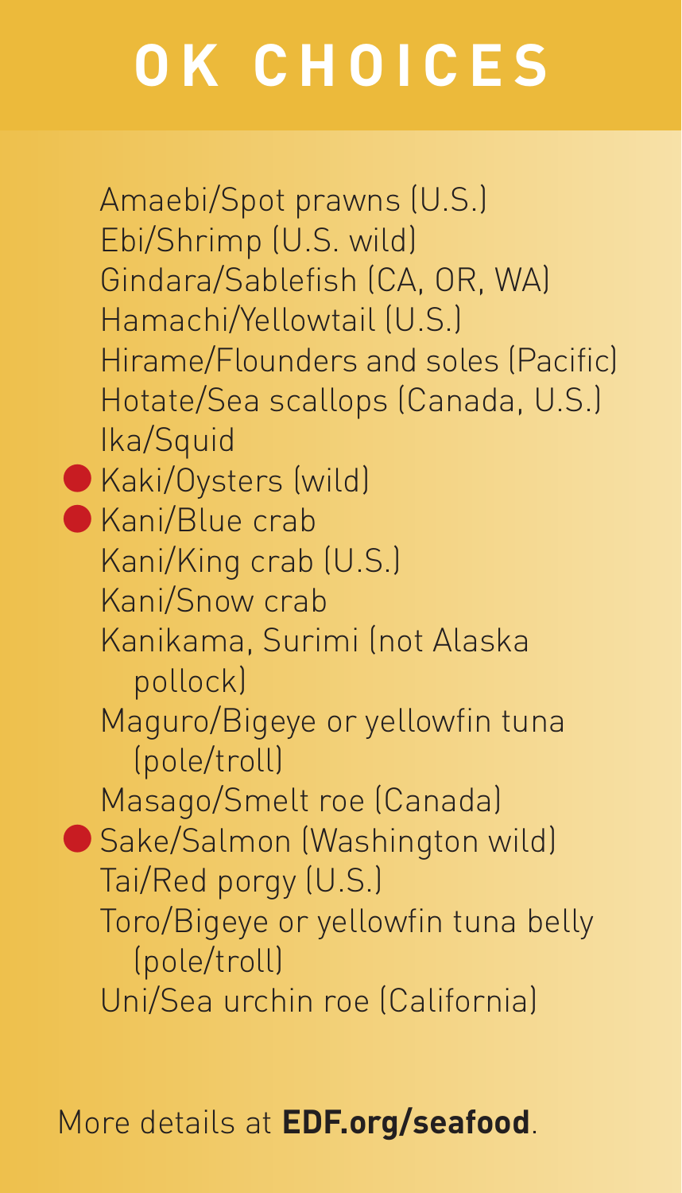# OK CHOICES

- Amaebi/Spot prawns (U.S.)
- Ebi/Shrimp (U.S. wild)
- Gindara/Sablefish (CA, OR, WA)
- Hamachi/Yellowtail (U.S.)
- Hirame/Flounders and soles (Pacific)
- Hotate/Sea scallops (Canada, U.S.)
- Ika/Squid
- ● Kaki/Oysters (wild)
- ● Kani/Blue crab
- Kani/King crab (U.S.)
- Kani/Snow crab
- Kanikama, Surimi (not Alaska pollock)
- Maguro/Bigeye or yellowfin tuna (pole/troll)
- Masago/Smelt roe (Canada)
- ● Sake/Salmon (Washington wild)
- Tai/Red porgy (U.S.)
- Toro/Bigeye or yellowfin tuna belly (pole/troll)
- Uni/Sea urchin roe (California)

More details at **EDF.org/seafood**.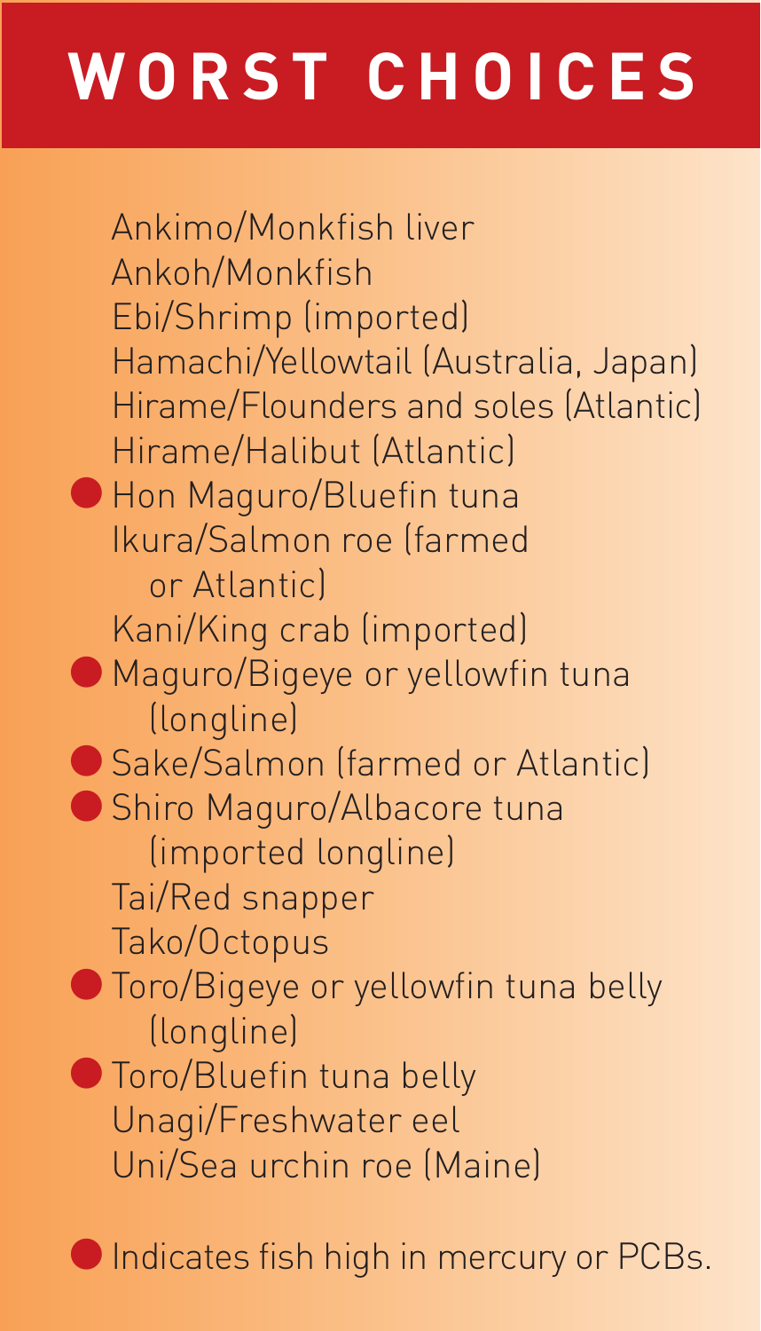# WORST CHOICES

- Ankimo/Monkfish liver
- Ankoh/Monkfish
- Ebi/Shrimp (imported)
- Hamachi/Yellowtail (Australia, Japan)
- Hirame/Flounders and soles (Atlantic)
- Hirame/Halibut (Atlantic)
- ● Hon Maguro/Bluefin tuna
- Ikura/Salmon roe (farmed or Atlantic)
- Kani/King crab (imported)
- ● Maguro/Bigeye or yellowfin tuna (longline)
- ● Sake/Salmon (farmed or Atlantic)
- ● Shiro Maguro/Albacore tuna (imported longline)
- Tai/Red snapper
- Tako/Octopus
- ● Toro/Bigeye or yellowfin tuna belly (longline)
- ● Toro/Bluefin tuna belly
- Unagi/Freshwater eel
- Uni/Sea urchin roe (Maine)

● Indicates fish high in mercury or PCBs.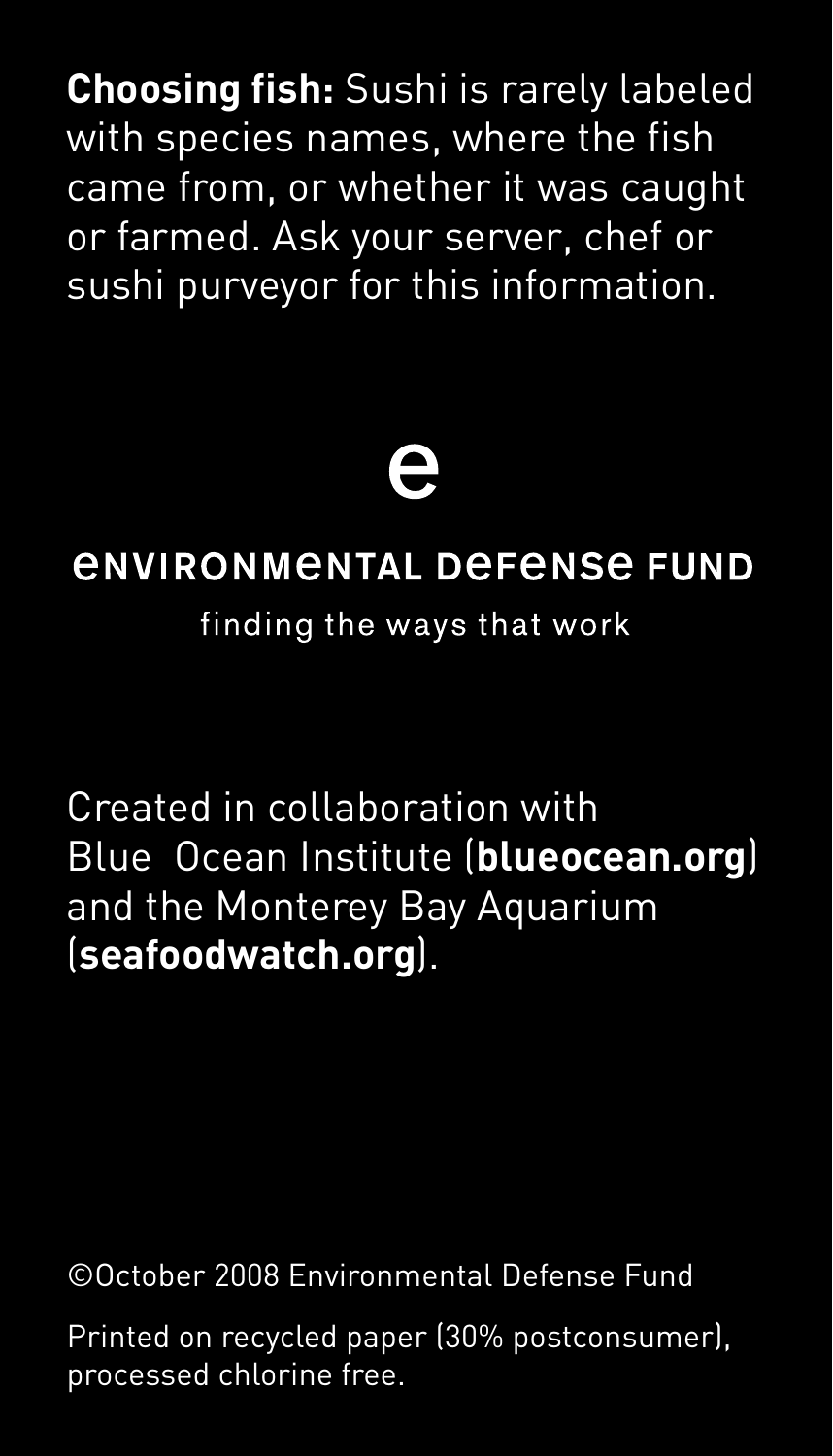**Choosing fish:** Sushi is rarely labeled with species names, where the fish came from, or whether it was caught or farmed. Ask your server, chef or sushi purveyor for this information.

e

ENVIRONMENTAL DEFENSE FUND

finding the ways that work

Created in collaboration with Blue Ocean Institute (**blueocean.org**) and the Monterey Bay Aquarium (**seafoodwatch.org**).

©October 2008 Environmental Defense Fund

Printed on recycled paper (30% postconsumer), processed chlorine free.